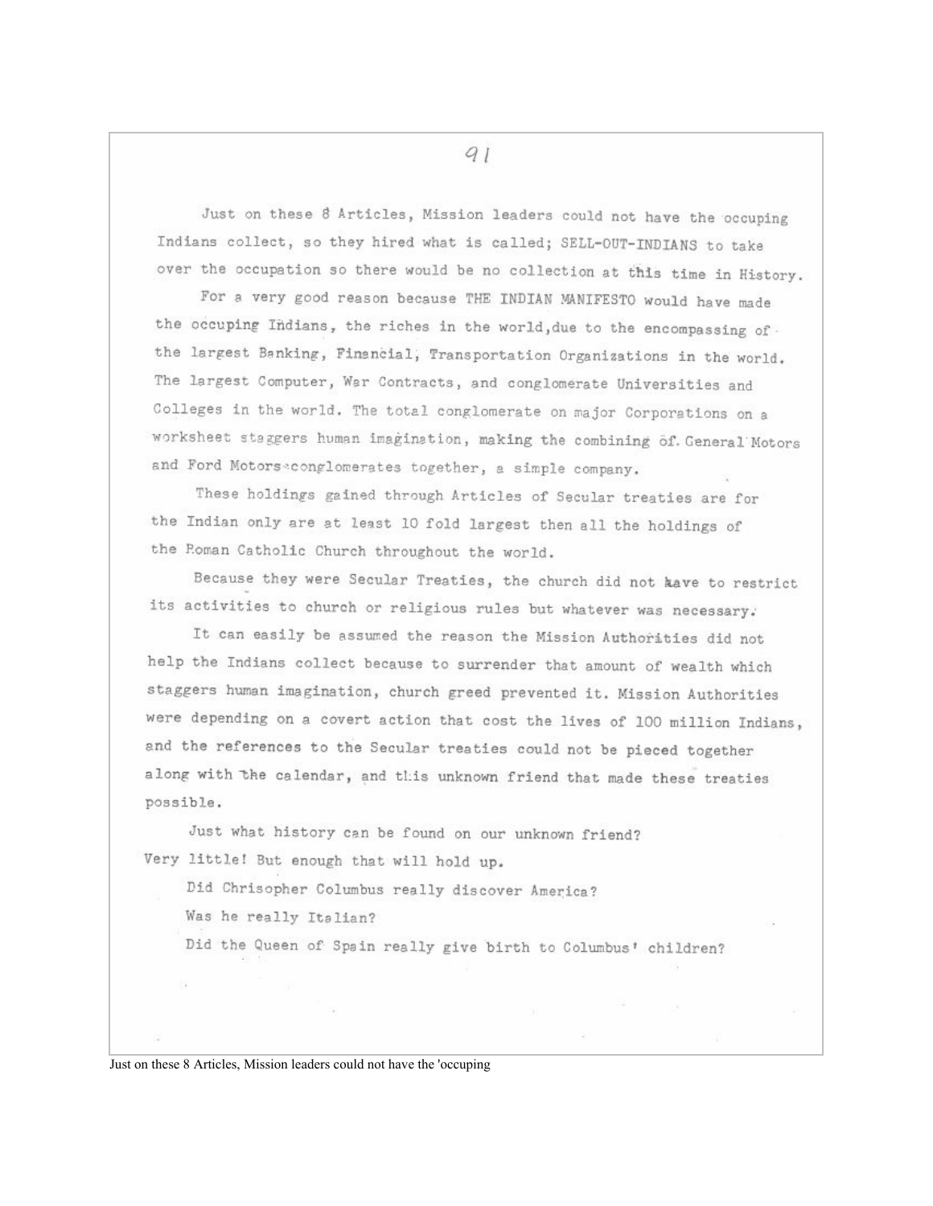Just on these 8 Articles, Mission leaders could not have the occuping Indians collect, so they hired what is called; SELL-OUT-INDIANS to take over the occupation so there would be no collection at this time in History.

For a very good reason because THE INDIAN MANIFESTO would have made the occuping Indians, the riches in the world, due to the encompassing of the largest Banking, Financial, Transportation Organizations in the world. The largest Computer, War Contracts, and conglomerate Universities and Colleges in the world. The total conglomerate on major Corporations on a worksheet staggers human imagination, making the combining of General Motors and Ford Motors conglomerates together, a simple company.

These holdings gained through Articles of Secular treaties are for the Indian only are at least 10 fold largest then all the holdings of the Roman Catholic Church throughout the world.

Because they were Secular Treaties, the church did not have to restrict its activities to church or religious rules but whatever was necessary.

It can easily be assumed the reason the Mission Authorities did not help the Indians collect because to surrender that amount of wealth which staggers human imagination, church greed prevented it. Mission Authorities were depending on a covert action that cost the lives of 100 million Indians, and the references to the Secular treaties could not be pieced together along with the calendar, and this unknown friend that made these treaties possible.

Just what history can be found on our unknown friend? Very little! But enough that will hold up.

Did Chrisopher Columbus really discover America?

Was he really Italian?

Did the Queen of Spain really give birth to Columbus' children?

Just on these 8 Articles, Mission leaders could not have the 'occuping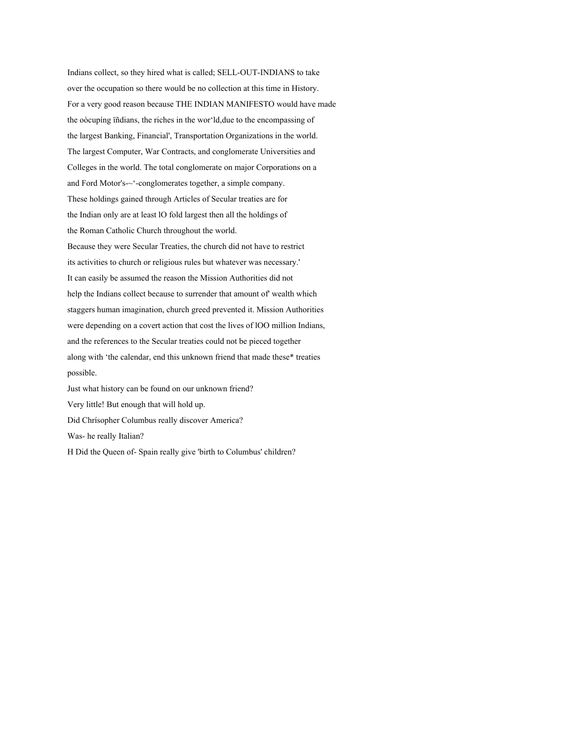Indians collect, so they hired what is called; SELL-OUT-INDIANS to take
over the occupation so there would be no collection at this time in History.
For a very good reason because THE INDIAN MANIFESTO would have made
the oòcupíng ïñdians, the riches in the wor'ld,due to the encompassing of
the largest Banking, Financial', Transportation Organizations in the world.
The largest Computer, War Contracts, and conglomerate Universities and
Colleges in the world. The total conglomerate on major Corporations on a
and Ford Motor's-~'-conglomerates together, a simple company.
These holdings gained through Articles of Secular treaties are for
the Indian only are at least lO fold largest then all the holdings of
the Roman Catholic Church throughout the world.
Because they were Secular Treaties, the church did not have to restrict
its activities to church or religious rules but whatever was necessary.'
It can easily be assumed the reason the Mission Authorities did not
help the Indians collect because to surrender that amount of' wealth which
staggers human imagination, church greed prevented it. Mission Authorities
were depending on a covert action that cost the lives of lOO million Indians,
and the references to the Secular treaties could not be pieced together
along with 'the calendar, end this unknown friend that made these* treaties
possible.
Just what history can be found on our unknown friend?
Very little! But enough that will hold up.
Did Chrísopher Columbus really discover America?
Was- he really Italian?
H Did the Queen of- Spain really give 'birth to Columbus' children?